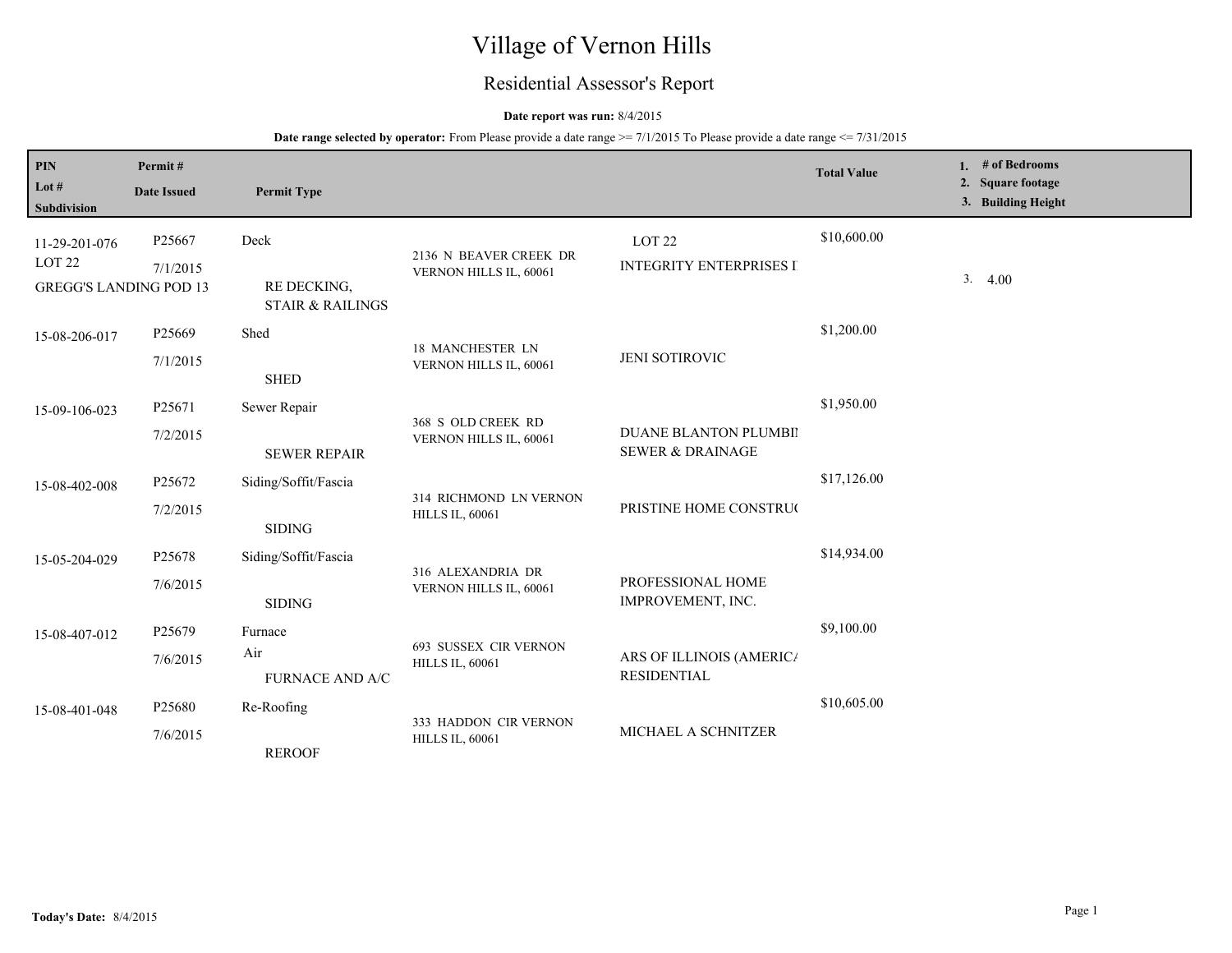# Village of Vernon Hills

## Residential Assessor's Report

**Date report was run:** 8/4/2015

**Date range selected by operator:** From Please provide a date range >= 7/1/2015 To Please provide a date range <= 7/31/2015

| PIN / Lot # / Subdivision | Permit # / Date Issued | Permit Type | Address | | Total Value | 1. # of Bedrooms 2. Square footage 3. Building Height |
|---|---|---|---|---|---|---|
| 11-29-201-076 LOT 22 GREGG'S LANDING POD 13 | P25667 7/1/2015 | Deck RE DECKING, STAIR & RAILINGS | 2136 N BEAVER CREEK DR VERNON HILLS IL, 60061 | LOT 22 INTEGRITY ENTERPRISES I | $10,600.00 | 3. 4.00 |
| 15-08-206-017 | P25669 7/1/2015 | Shed SHED | 18 MANCHESTER LN VERNON HILLS IL, 60061 | JENI SOTIROVIC | $1,200.00 | |
| 15-09-106-023 | P25671 7/2/2015 | Sewer Repair SEWER REPAIR | 368 S OLD CREEK RD VERNON HILLS IL, 60061 | DUANE BLANTON PLUMBI SEWER & DRAINAGE | $1,950.00 | |
| 15-08-402-008 | P25672 7/2/2015 | Siding/Soffit/Fascia SIDING | 314 RICHMOND LN VERNON HILLS IL, 60061 | PRISTINE HOME CONSTRU | $17,126.00 | |
| 15-05-204-029 | P25678 7/6/2015 | Siding/Soffit/Fascia SIDING | 316 ALEXANDRIA DR VERNON HILLS IL, 60061 | PROFESSIONAL HOME IMPROVEMENT, INC. | $14,934.00 | |
| 15-08-407-012 | P25679 7/6/2015 | Furnace Air FURNACE AND A/C | 693 SUSSEX CIR VERNON HILLS IL, 60061 | ARS OF ILLINOIS (AMERIC RESIDENTIAL | $9,100.00 | |
| 15-08-401-048 | P25680 7/6/2015 | Re-Roofing REROOF | 333 HADDON CIR VERNON HILLS IL, 60061 | MICHAEL A SCHNITZER | $10,605.00 | |

**Today's Date:** 8/4/2015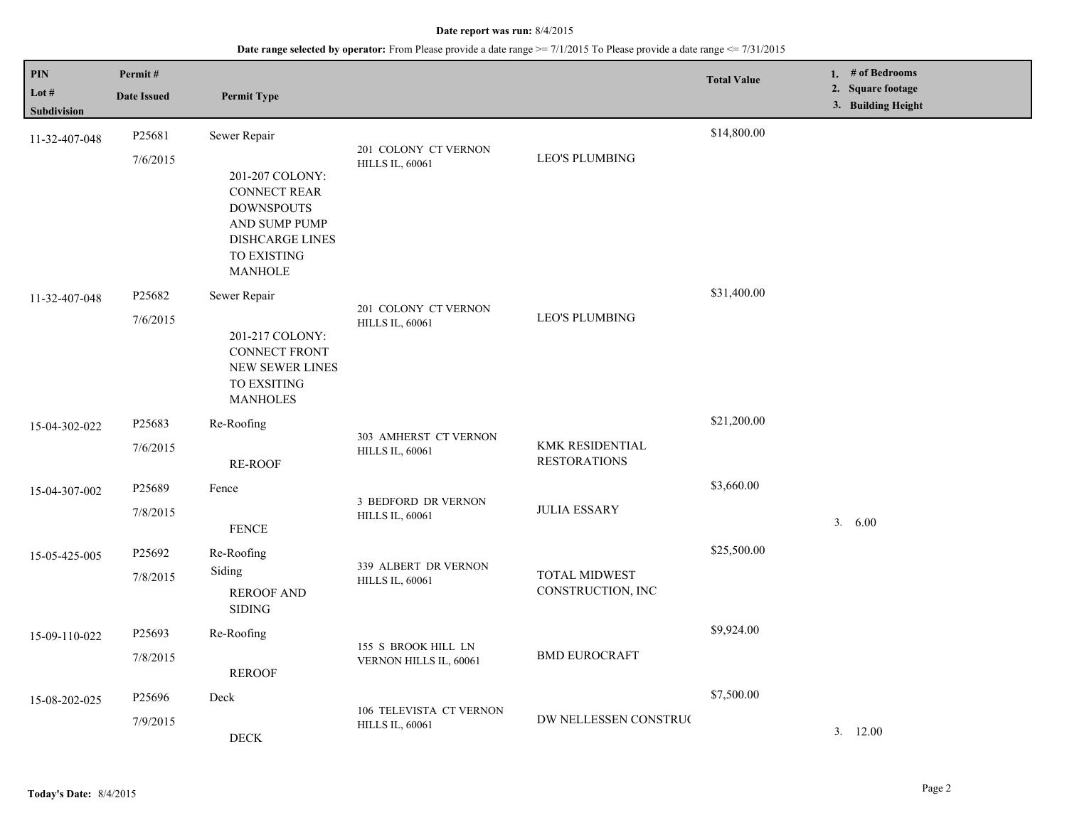**Date report was run:** 8/4/2015

**Date range selected by operator:** From Please provide a date range >= 7/1/2015 To Please provide a date range <= 7/31/2015

| PIN<br>Lot #<br>Subdivision | Permit #<br>Date Issued | Permit Type | | | Total Value | 1. # of Bedrooms<br>2. Square footage<br>3. Building Height |
|---|---|---|---|---|---|---|
| 11-32-407-048 | P25681<br>7/6/2015 | Sewer Repair<br>201-207 COLONY: CONNECT REAR DOWNSPOUTS AND SUMP PUMP DISHCARGE LINES TO EXISTING MANHOLE | 201 COLONY CT VERNON HILLS IL, 60061 | LEO'S PLUMBING | $14,800.00 | |
| 11-32-407-048 | P25682<br>7/6/2015 | Sewer Repair<br>201-217 COLONY: CONNECT FRONT NEW SEWER LINES TO EXSITING MANHOLES | 201 COLONY CT VERNON HILLS IL, 60061 | LEO'S PLUMBING | $31,400.00 | |
| 15-04-302-022 | P25683<br>7/6/2015 | Re-Roofing<br>RE-ROOF | 303 AMHERST CT VERNON HILLS IL, 60061 | KMK RESIDENTIAL RESTORATIONS | $21,200.00 | |
| 15-04-307-002 | P25689<br>7/8/2015 | Fence<br>FENCE | 3 BEDFORD DR VERNON HILLS IL, 60061 | JULIA ESSARY | $3,660.00 | 3. 6.00 |
| 15-05-425-005 | P25692<br>7/8/2015 | Re-Roofing<br>Siding<br>REROOF AND SIDING | 339 ALBERT DR VERNON HILLS IL, 60061 | TOTAL MIDWEST CONSTRUCTION, INC | $25,500.00 | |
| 15-09-110-022 | P25693<br>7/8/2015 | Re-Roofing<br>REROOF | 155 S BROOK HILL LN VERNON HILLS IL, 60061 | BMD EUROCRAFT | $9,924.00 | |
| 15-08-202-025 | P25696<br>7/9/2015 | Deck<br>DECK | 106 TELEVISTA CT VERNON HILLS IL, 60061 | DW NELLESSEN CONSTRU( | $7,500.00 | 3. 12.00 |

**Today's Date:** 8/4/2015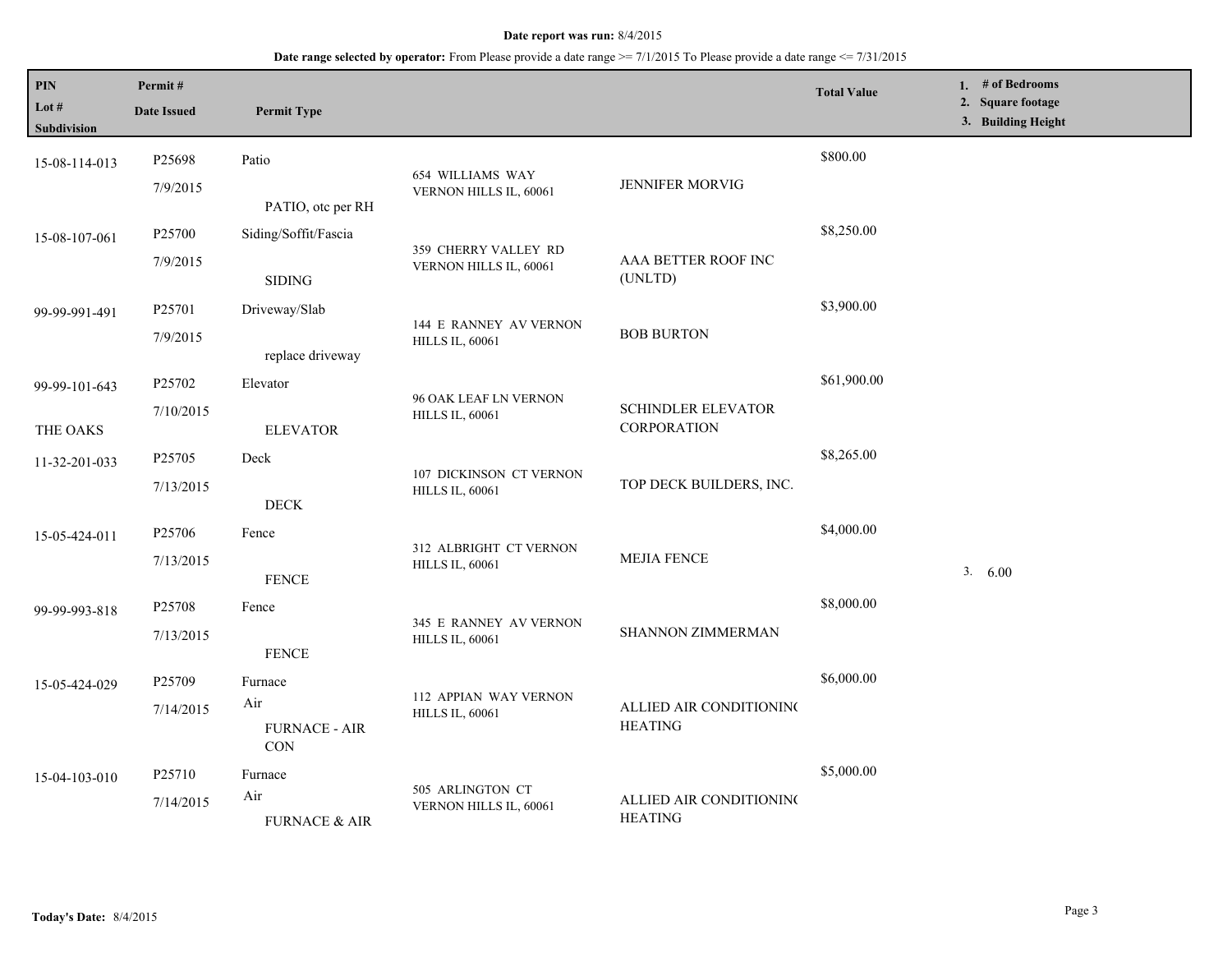**Date report was run:** 8/4/2015

**Date range selected by operator:** From Please provide a date range >= 7/1/2015 To Please provide a date range <= 7/31/2015

| PIN / Lot # / Subdivision | Permit # / Date Issued | Permit Type | Address | Contractor | Total Value | 1. # of Bedrooms 2. Square footage 3. Building Height |
|---|---|---|---|---|---|---|
| 15-08-114-013 | P25698 7/9/2015 | Patio PATIO, otc per RH | 654 WILLIAMS WAY VERNON HILLS IL, 60061 | JENNIFER MORVIG | $800.00 | |
| 15-08-107-061 | P25700 7/9/2015 | Siding/Soffit/Fascia SIDING | 359 CHERRY VALLEY RD VERNON HILLS IL, 60061 | AAA BETTER ROOF INC (UNLTD) | $8,250.00 | |
| 99-99-991-491 | P25701 7/9/2015 | Driveway/Slab replace driveway | 144 E RANNEY AV VERNON HILLS IL, 60061 | BOB BURTON | $3,900.00 | |
| 99-99-101-643 THE OAKS | P25702 7/10/2015 | Elevator ELEVATOR | 96 OAK LEAF LN VERNON HILLS IL, 60061 | SCHINDLER ELEVATOR CORPORATION | $61,900.00 | |
| 11-32-201-033 | P25705 7/13/2015 | Deck DECK | 107 DICKINSON CT VERNON HILLS IL, 60061 | TOP DECK BUILDERS, INC. | $8,265.00 | |
| 15-05-424-011 | P25706 7/13/2015 | Fence FENCE | 312 ALBRIGHT CT VERNON HILLS IL, 60061 | MEJIA FENCE | $4,000.00 | 3. 6.00 |
| 99-99-993-818 | P25708 7/13/2015 | Fence FENCE | 345 E RANNEY AV VERNON HILLS IL, 60061 | SHANNON ZIMMERMAN | $8,000.00 | |
| 15-05-424-029 | P25709 7/14/2015 | Furnace Air FURNACE - AIR CON | 112 APPIAN WAY VERNON HILLS IL, 60061 | ALLIED AIR CONDITIONING HEATING | $6,000.00 | |
| 15-04-103-010 | P25710 7/14/2015 | Furnace Air FURNACE & AIR | 505 ARLINGTON CT VERNON HILLS IL, 60061 | ALLIED AIR CONDITIONING HEATING | $5,000.00 | |

**Today's Date:** 8/4/2015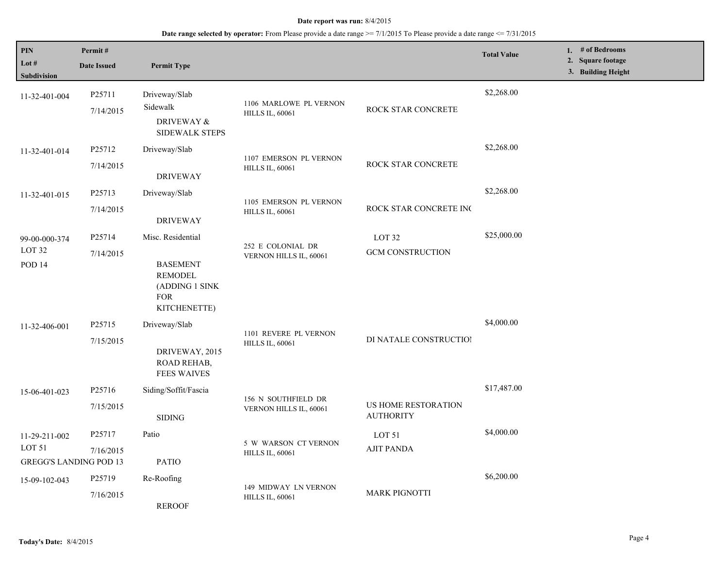**Date report was run:** 8/4/2015

**Date range selected by operator:** From Please provide a date range >= 7/1/2015 To Please provide a date range <= 7/31/2015

| PIN / Lot # / Subdivision | Permit # / Date Issued | Permit Type | | | Total Value | 1. # of Bedrooms 2. Square footage 3. Building Height |
|---|---|---|---|---|---|---|
| 11-32-401-004 | P25711 7/14/2015 | Driveway/Slab Sidewalk DRIVEWAY & SIDEWALK STEPS | 1106 MARLOWE PL VERNON HILLS IL, 60061 | ROCK STAR CONCRETE | $2,268.00 | |
| 11-32-401-014 | P25712 7/14/2015 | Driveway/Slab DRIVEWAY | 1107 EMERSON PL VERNON HILLS IL, 60061 | ROCK STAR CONCRETE | $2,268.00 | |
| 11-32-401-015 | P25713 7/14/2015 | Driveway/Slab DRIVEWAY | 1105 EMERSON PL VERNON HILLS IL, 60061 | ROCK STAR CONCRETE INC | $2,268.00 | |
| 99-00-000-374 LOT 32 POD 14 | P25714 7/14/2015 | Misc. Residential BASEMENT REMODEL (ADDING 1 SINK FOR KITCHENETTE) | 252 E COLONIAL DR VERNON HILLS IL, 60061 | LOT 32 GCM CONSTRUCTION | $25,000.00 | |
| 11-32-406-001 | P25715 7/15/2015 | Driveway/Slab DRIVEWAY, 2015 ROAD REHAB, FEES WAIVES | 1101 REVERE PL VERNON HILLS IL, 60061 | DI NATALE CONSTRUCTION | $4,000.00 | |
| 15-06-401-023 | P25716 7/15/2015 | Siding/Soffit/Fascia SIDING | 156 N SOUTHFIELD DR VERNON HILLS IL, 60061 | US HOME RESTORATION AUTHORITY | $17,487.00 | |
| 11-29-211-002 LOT 51 GREGG'S LANDING POD 13 | P25717 7/16/2015 | Patio PATIO | 5 W WARSON CT VERNON HILLS IL, 60061 | LOT 51 AJIT PANDA | $4,000.00 | |
| 15-09-102-043 | P25719 7/16/2015 | Re-Roofing REROOF | 149 MIDWAY LN VERNON HILLS IL, 60061 | MARK PIGNOTTI | $6,200.00 | |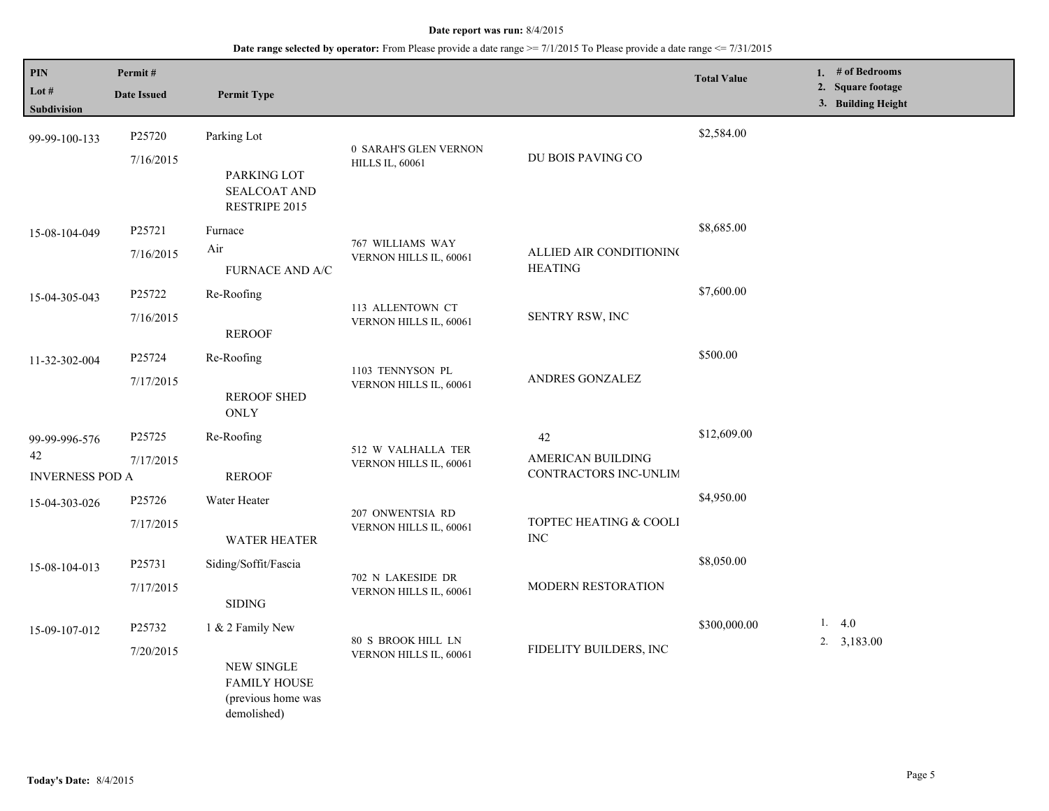**Date report was run:** 8/4/2015

**Date range selected by operator:** From Please provide a date range >= 7/1/2015 To Please provide a date range <= 7/31/2015

| PIN<br>Lot #<br>Subdivision | Permit #<br>Date Issued | Permit Type | | | Total Value | 1. # of Bedrooms<br>2. Square footage<br>3. Building Height |
|---|---|---|---|---|---|---|
| 99-99-100-133 | P25720<br>7/16/2015 | Parking Lot<br><br>PARKING LOT SEALCOAT AND RESTRIPE 2015 | 0 SARAH'S GLEN VERNON HILLS IL, 60061 | DU BOIS PAVING CO | $2,584.00 | |
| 15-08-104-049 | P25721<br>7/16/2015 | Furnace<br>Air<br>FURNACE AND A/C | 767 WILLIAMS WAY VERNON HILLS IL, 60061 | ALLIED AIR CONDITIONING HEATING | $8,685.00 | |
| 15-04-305-043 | P25722<br>7/16/2015 | Re-Roofing<br><br>REROOF | 113 ALLENTOWN CT VERNON HILLS IL, 60061 | SENTRY RSW, INC | $7,600.00 | |
| 11-32-302-004 | P25724<br>7/17/2015 | Re-Roofing<br><br>REROOF SHED ONLY | 1103 TENNYSON PL VERNON HILLS IL, 60061 | ANDRES GONZALEZ | $500.00 | |
| 99-99-996-576<br>42<br>INVERNESS POD A | P25725<br>7/17/2015 | Re-Roofing<br><br>REROOF | 512 W VALHALLA TER VERNON HILLS IL, 60061 | 42<br>AMERICAN BUILDING CONTRACTORS INC-UNLIM | $12,609.00 | |
| 15-04-303-026 | P25726<br>7/17/2015 | Water Heater<br><br>WATER HEATER | 207 ONWENTSIA RD VERNON HILLS IL, 60061 | TOPTEC HEATING & COOLI INC | $4,950.00 | |
| 15-08-104-013 | P25731<br>7/17/2015 | Siding/Soffit/Fascia<br><br>SIDING | 702 N LAKESIDE DR VERNON HILLS IL, 60061 | MODERN RESTORATION | $8,050.00 | |
| 15-09-107-012 | P25732<br>7/20/2015 | 1 & 2 Family New<br><br>NEW SINGLE FAMILY HOUSE (previous home was demolished) | 80 S BROOK HILL LN VERNON HILLS IL, 60061 | FIDELITY BUILDERS, INC | $300,000.00 | 1. 4.0<br>2. 3,183.00 |

**Today's Date:** 8/4/2015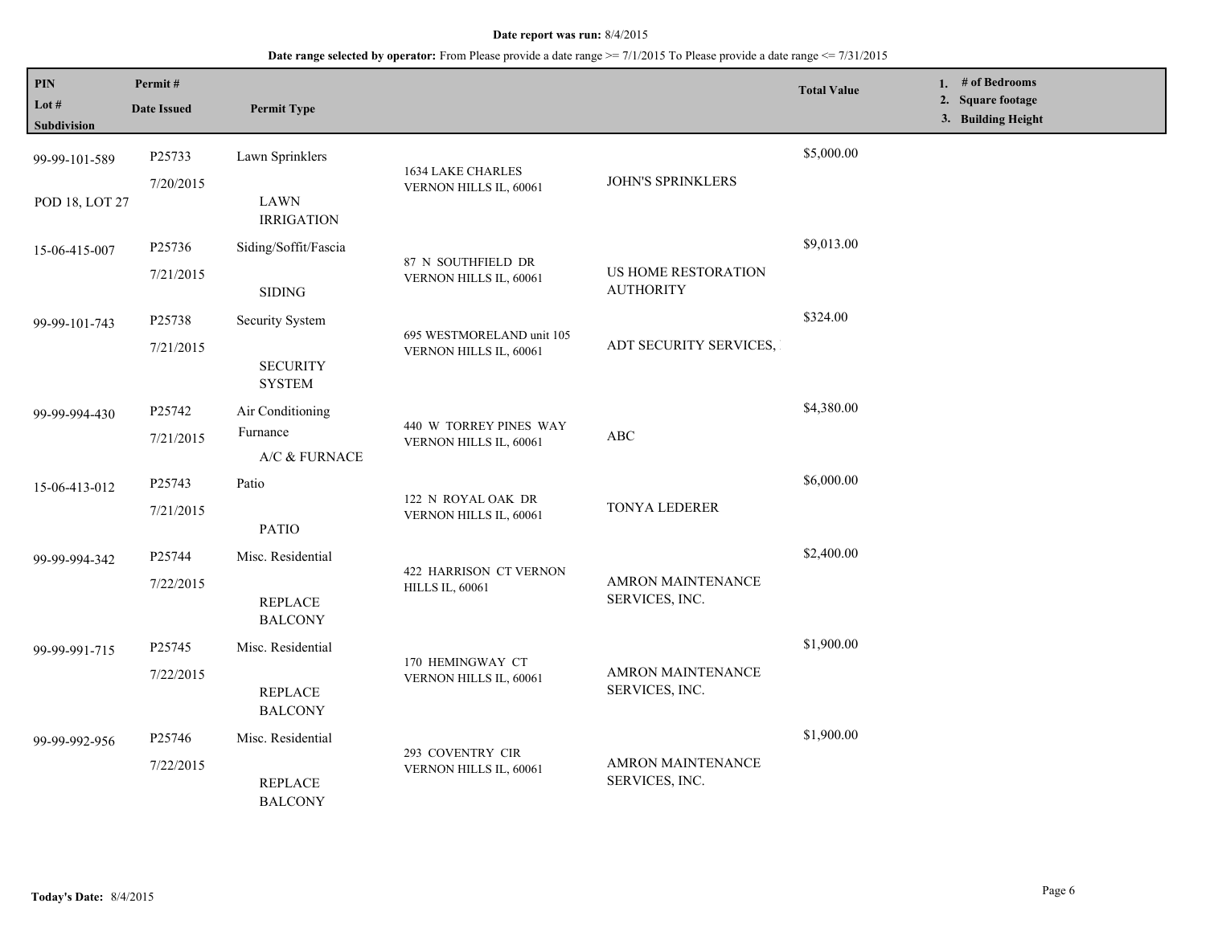**Date report was run:** 8/4/2015

**Date range selected by operator:** From Please provide a date range >= 7/1/2015 To Please provide a date range <= 7/31/2015

| PIN / Lot # / Subdivision | Permit # / Date Issued | Permit Type | | | Total Value | 1. # of Bedrooms 2. Square footage 3. Building Height |
|---|---|---|---|---|---|---|
| 99-99-101-589 POD 18, LOT 27 | P25733 7/20/2015 | Lawn Sprinklers LAWN IRRIGATION | 1634 LAKE CHARLES VERNON HILLS IL, 60061 | JOHN'S SPRINKLERS | $5,000.00 | |
| 15-06-415-007 | P25736 7/21/2015 | Siding/Soffit/Fascia SIDING | 87 N SOUTHFIELD DR VERNON HILLS IL, 60061 | US HOME RESTORATION AUTHORITY | $9,013.00 | |
| 99-99-101-743 | P25738 7/21/2015 | Security System SECURITY SYSTEM | 695 WESTMORELAND unit 105 VERNON HILLS IL, 60061 | ADT SECURITY SERVICES, | $324.00 | |
| 99-99-994-430 | P25742 7/21/2015 | Air Conditioning Furnance A/C & FURNACE | 440 W TORREY PINES WAY VERNON HILLS IL, 60061 | ABC | $4,380.00 | |
| 15-06-413-012 | P25743 7/21/2015 | Patio PATIO | 122 N ROYAL OAK DR VERNON HILLS IL, 60061 | TONYA LEDERER | $6,000.00 | |
| 99-99-994-342 | P25744 7/22/2015 | Misc. Residential REPLACE BALCONY | 422 HARRISON CT VERNON HILLS IL, 60061 | AMRON MAINTENANCE SERVICES, INC. | $2,400.00 | |
| 99-99-991-715 | P25745 7/22/2015 | Misc. Residential REPLACE BALCONY | 170 HEMINGWAY CT VERNON HILLS IL, 60061 | AMRON MAINTENANCE SERVICES, INC. | $1,900.00 | |
| 99-99-992-956 | P25746 7/22/2015 | Misc. Residential REPLACE BALCONY | 293 COVENTRY CIR VERNON HILLS IL, 60061 | AMRON MAINTENANCE SERVICES, INC. | $1,900.00 | |

**Today's Date:** 8/4/2015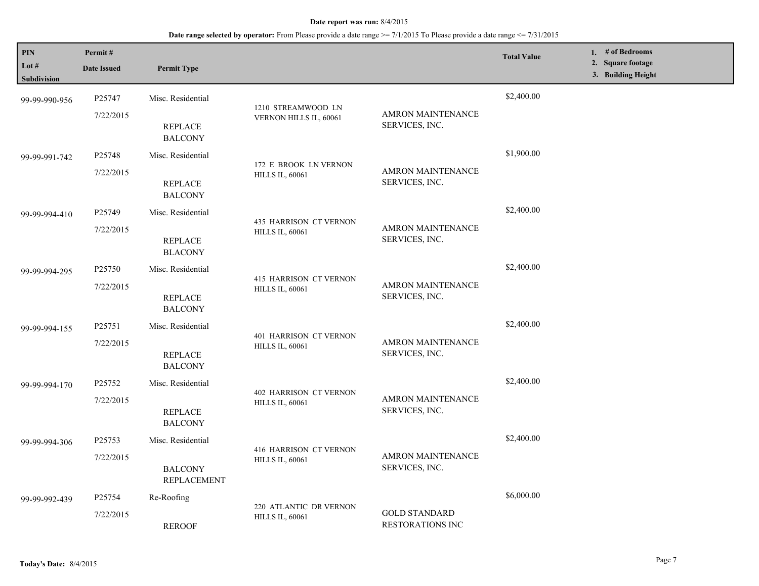**Date report was run:** 8/4/2015

**Date range selected by operator:** From Please provide a date range >= 7/1/2015 To Please provide a date range <= 7/31/2015

| PIN<br>Lot #<br>Subdivision | Permit #<br>Date Issued | Permit Type | | | Total Value | 1. # of Bedrooms<br>2. Square footage<br>3. Building Height |
|---|---|---|---|---|---|---|
| 99-99-990-956 | P25747<br>7/22/2015 | Misc. Residential<br>REPLACE BALCONY | 1210 STREAMWOOD LN VERNON HILLS IL, 60061 | AMRON MAINTENANCE SERVICES, INC. | $2,400.00 | |
| 99-99-991-742 | P25748<br>7/22/2015 | Misc. Residential<br>REPLACE BALCONY | 172 E BROOK LN VERNON HILLS IL, 60061 | AMRON MAINTENANCE SERVICES, INC. | $1,900.00 | |
| 99-99-994-410 | P25749<br>7/22/2015 | Misc. Residential<br>REPLACE BLACONY | 435 HARRISON CT VERNON HILLS IL, 60061 | AMRON MAINTENANCE SERVICES, INC. | $2,400.00 | |
| 99-99-994-295 | P25750<br>7/22/2015 | Misc. Residential<br>REPLACE BALCONY | 415 HARRISON CT VERNON HILLS IL, 60061 | AMRON MAINTENANCE SERVICES, INC. | $2,400.00 | |
| 99-99-994-155 | P25751<br>7/22/2015 | Misc. Residential<br>REPLACE BALCONY | 401 HARRISON CT VERNON HILLS IL, 60061 | AMRON MAINTENANCE SERVICES, INC. | $2,400.00 | |
| 99-99-994-170 | P25752<br>7/22/2015 | Misc. Residential<br>REPLACE BALCONY | 402 HARRISON CT VERNON HILLS IL, 60061 | AMRON MAINTENANCE SERVICES, INC. | $2,400.00 | |
| 99-99-994-306 | P25753<br>7/22/2015 | Misc. Residential<br>BALCONY REPLACEMENT | 416 HARRISON CT VERNON HILLS IL, 60061 | AMRON MAINTENANCE SERVICES, INC. | $2,400.00 | |
| 99-99-992-439 | P25754<br>7/22/2015 | Re-Roofing<br>REROOF | 220 ATLANTIC DR VERNON HILLS IL, 60061 | GOLD STANDARD RESTORATIONS INC | $6,000.00 | |

**Today's Date:** 8/4/2015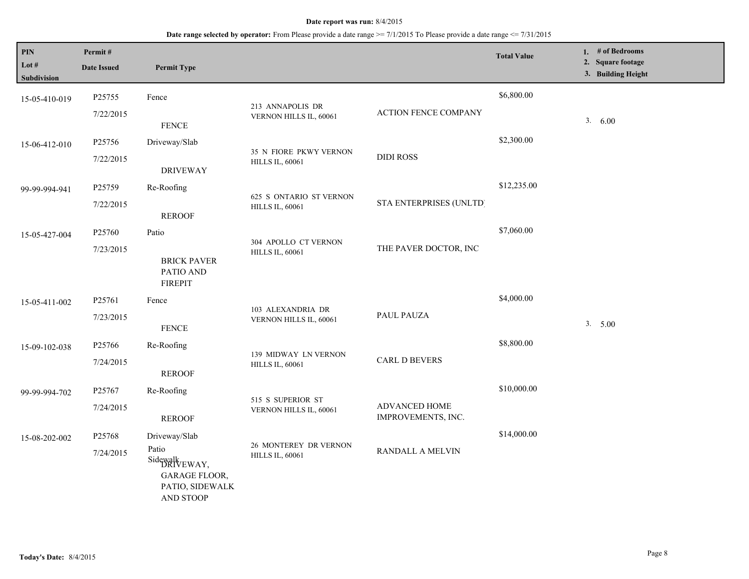**Date report was run:** 8/4/2015

**Date range selected by operator:** From Please provide a date range >= 7/1/2015 To Please provide a date range <= 7/31/2015

| PIN<br>Lot #<br>Subdivision | Permit #<br>Date Issued | Permit Type | | | Total Value | 1. # of Bedrooms<br>2. Square footage<br>3. Building Height |
|---|---|---|---|---|---|---|
| 15-05-410-019 | P25755<br>7/22/2015 | Fence<br>FENCE | 213 ANNAPOLIS DR VERNON HILLS IL, 60061 | ACTION FENCE COMPANY | $6,800.00 | 3. 6.00 |
| 15-06-412-010 | P25756<br>7/22/2015 | Driveway/Slab<br>DRIVEWAY | 35 N FIORE PKWY VERNON HILLS IL, 60061 | DIDI ROSS | $2,300.00 | |
| 99-99-994-941 | P25759<br>7/22/2015 | Re-Roofing<br>REROOF | 625 S ONTARIO ST VERNON HILLS IL, 60061 | STA ENTERPRISES (UNLTD) | $12,235.00 | |
| 15-05-427-004 | P25760<br>7/23/2015 | Patio<br>BRICK PAVER PATIO AND FIREPIT | 304 APOLLO CT VERNON HILLS IL, 60061 | THE PAVER DOCTOR, INC | $7,060.00 | |
| 15-05-411-002 | P25761<br>7/23/2015 | Fence<br>FENCE | 103 ALEXANDRIA DR VERNON HILLS IL, 60061 | PAUL PAUZA | $4,000.00 | 3. 5.00 |
| 15-09-102-038 | P25766<br>7/24/2015 | Re-Roofing<br>REROOF | 139 MIDWAY LN VERNON HILLS IL, 60061 | CARL D BEVERS | $8,800.00 | |
| 99-99-994-702 | P25767<br>7/24/2015 | Re-Roofing<br>REROOF | 515 S SUPERIOR ST VERNON HILLS IL, 60061 | ADVANCED HOME IMPROVEMENTS, INC. | $10,000.00 | |
| 15-08-202-002 | P25768<br>7/24/2015 | Driveway/Slab<br>Patio<br>Sidewalk<br>DRIVEWAY, GARAGE FLOOR, PATIO, SIDEWALK AND STOOP | 26 MONTEREY DR VERNON HILLS IL, 60061 | RANDALL A MELVIN | $14,000.00 | |

**Today's Date:** 8/4/2015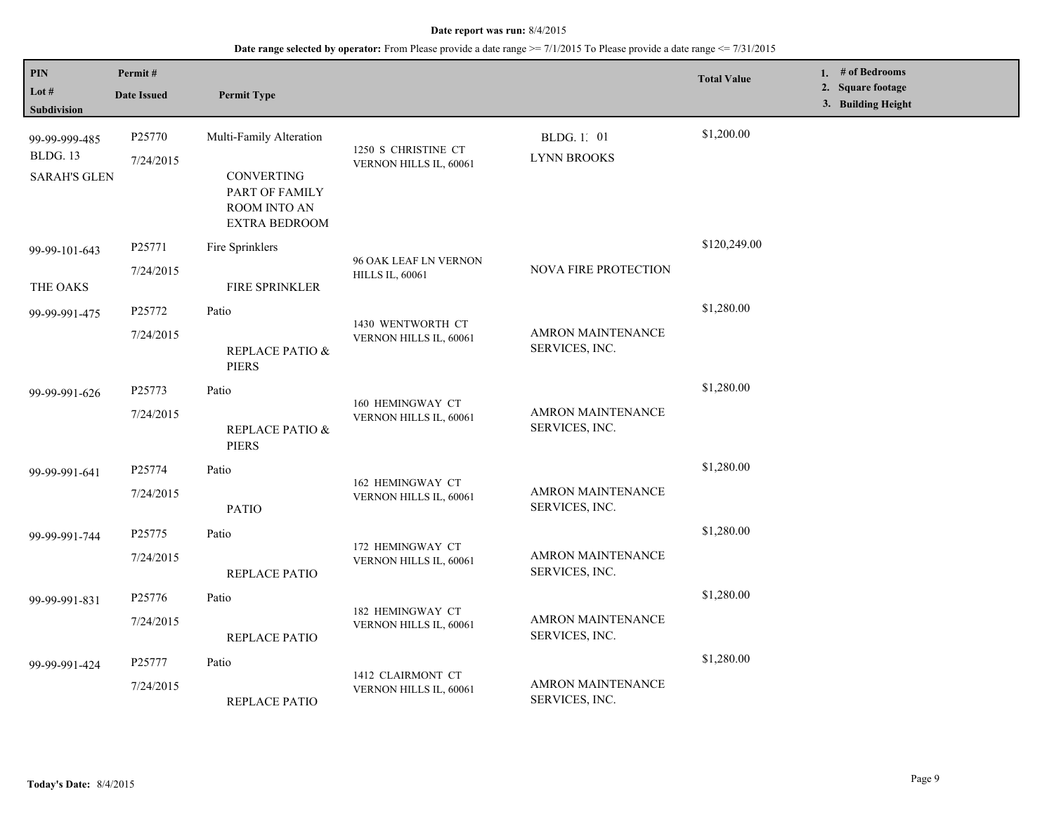**Date report was run:** 8/4/2015

**Date range selected by operator:** From Please provide a date range >= 7/1/2015 To Please provide a date range <= 7/31/2015

| PIN / Lot # / Subdivision | Permit # / Date Issued | Permit Type | | | Total Value | 1. # of Bedrooms 2. Square footage 3. Building Height |
|---|---|---|---|---|---|---|
| 99-99-999-485 BLDG. 13 SARAH'S GLEN | P25770 7/24/2015 | Multi-Family Alteration CONVERTING PART OF FAMILY ROOM INTO AN EXTRA BEDROOM | 1250 S CHRISTINE CT VERNON HILLS IL, 60061 | BLDG. 1: 01 LYNN BROOKS | $1,200.00 | |
| 99-99-101-643 THE OAKS | P25771 7/24/2015 | Fire Sprinklers FIRE SPRINKLER | 96 OAK LEAF LN VERNON HILLS IL, 60061 | NOVA FIRE PROTECTION | $120,249.00 | |
| 99-99-991-475 | P25772 7/24/2015 | Patio REPLACE PATIO & PIERS | 1430 WENTWORTH CT VERNON HILLS IL, 60061 | AMRON MAINTENANCE SERVICES, INC. | $1,280.00 | |
| 99-99-991-626 | P25773 7/24/2015 | Patio REPLACE PATIO & PIERS | 160 HEMINGWAY CT VERNON HILLS IL, 60061 | AMRON MAINTENANCE SERVICES, INC. | $1,280.00 | |
| 99-99-991-641 | P25774 7/24/2015 | Patio PATIO | 162 HEMINGWAY CT VERNON HILLS IL, 60061 | AMRON MAINTENANCE SERVICES, INC. | $1,280.00 | |
| 99-99-991-744 | P25775 7/24/2015 | Patio REPLACE PATIO | 172 HEMINGWAY CT VERNON HILLS IL, 60061 | AMRON MAINTENANCE SERVICES, INC. | $1,280.00 | |
| 99-99-991-831 | P25776 7/24/2015 | Patio REPLACE PATIO | 182 HEMINGWAY CT VERNON HILLS IL, 60061 | AMRON MAINTENANCE SERVICES, INC. | $1,280.00 | |
| 99-99-991-424 | P25777 7/24/2015 | Patio REPLACE PATIO | 1412 CLAIRMONT CT VERNON HILLS IL, 60061 | AMRON MAINTENANCE SERVICES, INC. | $1,280.00 | |

**Today's Date:** 8/4/2015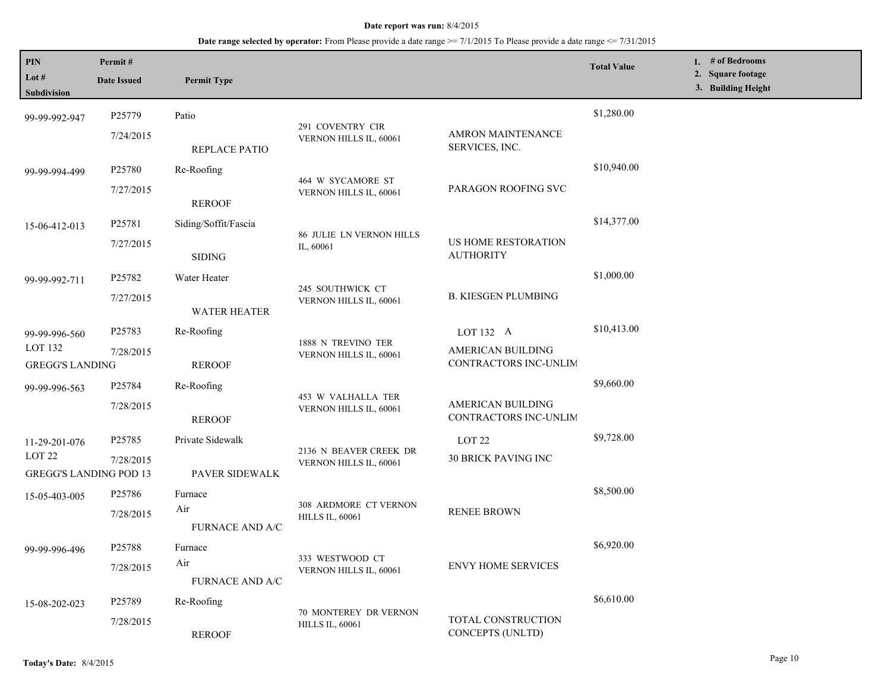**Date report was run:** 8/4/2015

**Date range selected by operator:** From Please provide a date range >= 7/1/2015 To Please provide a date range <= 7/31/2015

| PIN / Lot # / Subdivision | Permit # / Date Issued | Permit Type | | | Total Value | 1. # of Bedrooms 2. Square footage 3. Building Height |
|---|---|---|---|---|---|---|
| 99-99-992-947 | P25779 7/24/2015 | Patio REPLACE PATIO | 291 COVENTRY CIR VERNON HILLS IL, 60061 | AMRON MAINTENANCE SERVICES, INC. | $1,280.00 | |
| 99-99-994-499 | P25780 7/27/2015 | Re-Roofing REROOF | 464 W SYCAMORE ST VERNON HILLS IL, 60061 | PARAGON ROOFING SVC | $10,940.00 | |
| 15-06-412-013 | P25781 7/27/2015 | Siding/Soffit/Fascia SIDING | 86 JULIE LN VERNON HILLS IL, 60061 | US HOME RESTORATION AUTHORITY | $14,377.00 | |
| 99-99-992-711 | P25782 7/27/2015 | Water Heater WATER HEATER | 245 SOUTHWICK CT VERNON HILLS IL, 60061 | B. KIESGEN PLUMBING | $1,000.00 | |
| 99-99-996-560 LOT 132 GREGG'S LANDING | P25783 7/28/2015 | Re-Roofing REROOF | 1888 N TREVINO TER VERNON HILLS IL, 60061 | LOT 132 A AMERICAN BUILDING CONTRACTORS INC-UNLIM | $10,413.00 | |
| 99-99-996-563 | P25784 7/28/2015 | Re-Roofing REROOF | 453 W VALHALLA TER VERNON HILLS IL, 60061 | AMERICAN BUILDING CONTRACTORS INC-UNLIM | $9,660.00 | |
| 11-29-201-076 LOT 22 GREGG'S LANDING POD 13 | P25785 7/28/2015 | Private Sidewalk PAVER SIDEWALK | 2136 N BEAVER CREEK DR VERNON HILLS IL, 60061 | LOT 22 30 BRICK PAVING INC | $9,728.00 | |
| 15-05-403-005 | P25786 7/28/2015 | Furnace Air FURNACE AND A/C | 308 ARDMORE CT VERNON HILLS IL, 60061 | RENEE BROWN | $8,500.00 | |
| 99-99-996-496 | P25788 7/28/2015 | Furnace Air FURNACE AND A/C | 333 WESTWOOD CT VERNON HILLS IL, 60061 | ENVY HOME SERVICES | $6,920.00 | |
| 15-08-202-023 | P25789 7/28/2015 | Re-Roofing REROOF | 70 MONTEREY DR VERNON HILLS IL, 60061 | TOTAL CONSTRUCTION CONCEPTS (UNLTD) | $6,610.00 | |

**Today's Date:** 8/4/2015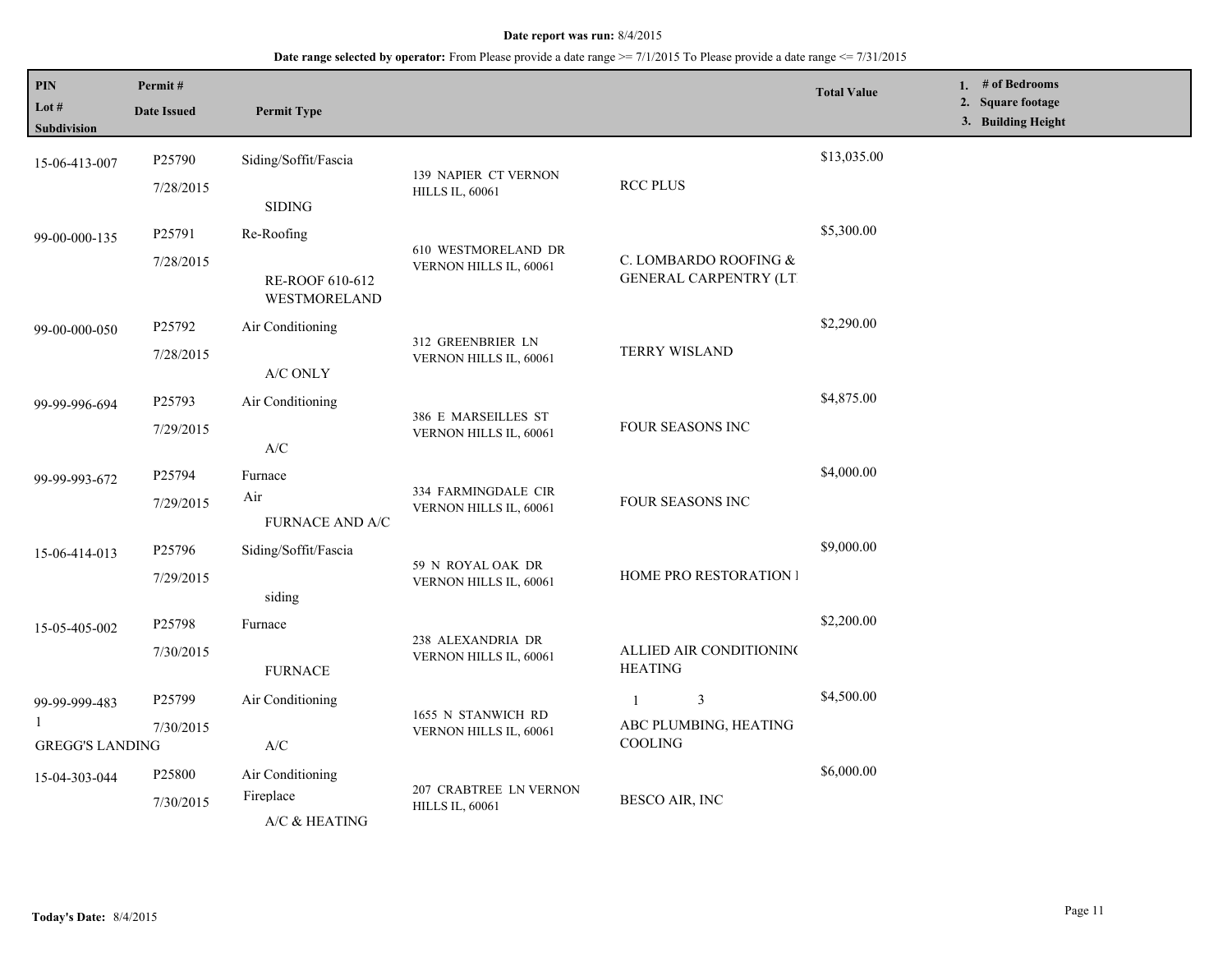**Date report was run:** 8/4/2015

**Date range selected by operator:** From Please provide a date range >= 7/1/2015 To Please provide a date range <= 7/31/2015

| PIN / Lot # / Subdivision | Permit # / Date Issued | Permit Type | | | Total Value | 1. # of Bedrooms 2. Square footage 3. Building Height |
|---|---|---|---|---|---|---|
| 15-06-413-007 | P25790 7/28/2015 | Siding/Soffit/Fascia SIDING | 139 NAPIER CT VERNON HILLS IL, 60061 | RCC PLUS | $13,035.00 | |
| 99-00-000-135 | P25791 7/28/2015 | Re-Roofing RE-ROOF 610-612 WESTMORELAND | 610 WESTMORELAND DR VERNON HILLS IL, 60061 | C. LOMBARDO ROOFING & GENERAL CARPENTRY (LT | $5,300.00 | |
| 99-00-000-050 | P25792 7/28/2015 | Air Conditioning A/C ONLY | 312 GREENBRIER LN VERNON HILLS IL, 60061 | TERRY WISLAND | $2,290.00 | |
| 99-99-996-694 | P25793 7/29/2015 | Air Conditioning A/C | 386 E MARSEILLES ST VERNON HILLS IL, 60061 | FOUR SEASONS INC | $4,875.00 | |
| 99-99-993-672 | P25794 7/29/2015 | Furnace Air FURNACE AND A/C | 334 FARMINGDALE CIR VERNON HILLS IL, 60061 | FOUR SEASONS INC | $4,000.00 | |
| 15-06-414-013 | P25796 7/29/2015 | Siding/Soffit/Fascia siding | 59 N ROYAL OAK DR VERNON HILLS IL, 60061 | HOME PRO RESTORATION I | $9,000.00 | |
| 15-05-405-002 | P25798 7/30/2015 | Furnace FURNACE | 238 ALEXANDRIA DR VERNON HILLS IL, 60061 | ALLIED AIR CONDITIONING HEATING | $2,200.00 | |
| 99-99-999-483 1 GREGG'S LANDING | P25799 7/30/2015 | Air Conditioning A/C | 1655 N STANWICH RD VERNON HILLS IL, 60061 | 1 3 ABC PLUMBING, HEATING COOLING | $4,500.00 | |
| 15-04-303-044 | P25800 7/30/2015 | Air Conditioning Fireplace A/C & HEATING | 207 CRABTREE LN VERNON HILLS IL, 60061 | BESCO AIR, INC | $6,000.00 | |

**Today's Date:** 8/4/2015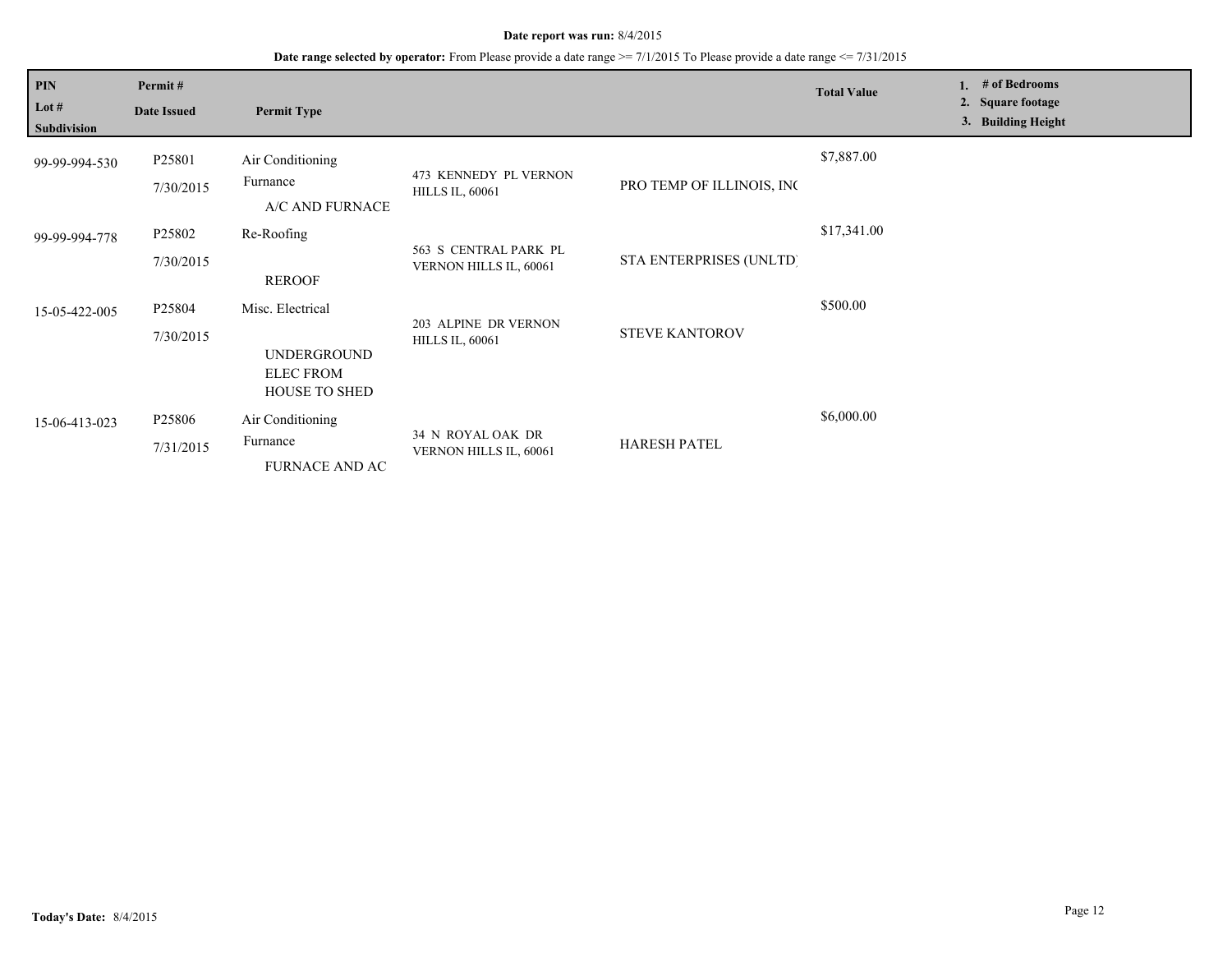**Date report was run:** 8/4/2015

**Date range selected by operator:** From Please provide a date range >= 7/1/2015 To Please provide a date range <= 7/31/2015

| PIN<br>Lot #<br>Subdivision | Permit #<br>Date Issued | Permit Type | | | Total Value | 1. # of Bedrooms<br>2. Square footage<br>3. Building Height |
|---|---|---|---|---|---|---|
| 99-99-994-530 | P25801<br>7/30/2015 | Air Conditioning<br>Furnance<br>A/C AND FURNACE | 473 KENNEDY PL VERNON HILLS IL, 60061 | PRO TEMP OF ILLINOIS, INC | $7,887.00 | |
| 99-99-994-778 | P25802<br>7/30/2015 | Re-Roofing<br>REROOF | 563 S CENTRAL PARK PL VERNON HILLS IL, 60061 | STA ENTERPRISES (UNLTD) | $17,341.00 | |
| 15-05-422-005 | P25804<br>7/30/2015 | Misc. Electrical<br>UNDERGROUND ELEC FROM HOUSE TO SHED | 203 ALPINE DR VERNON HILLS IL, 60061 | STEVE KANTOROV | $500.00 | |
| 15-06-413-023 | P25806<br>7/31/2015 | Air Conditioning<br>Furnance<br>FURNACE AND AC | 34 N ROYAL OAK DR VERNON HILLS IL, 60061 | HARESH PATEL | $6,000.00 | |

**Today's Date:** 8/4/2015